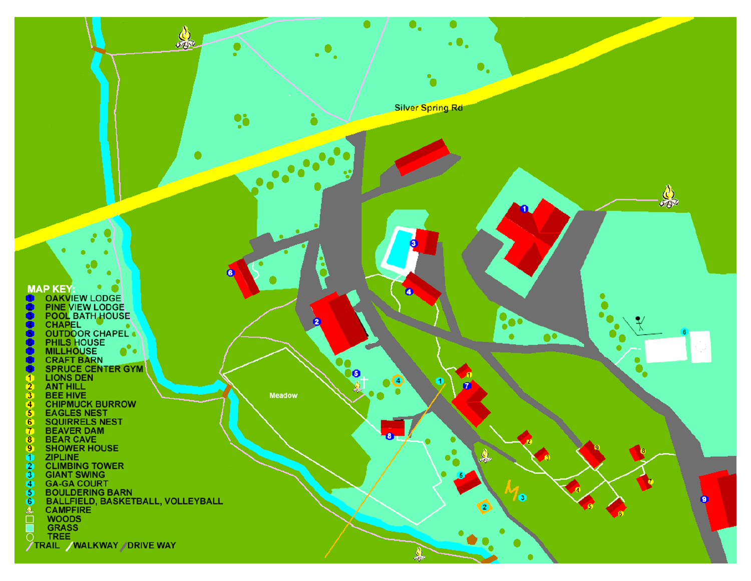Silver Spring Rd

Meadow

**MAP KEY:**

- 1 OAKVIEW LODGE
- 2 PINE VIEW LODGE
- 3 POOL BATH HOUSE
- 4 CHAPEL
- 5 OUTDOOR CHAPEL
- 6 PHILS HOUSE
- 7 MILLHOUSE
- 8 CRAFT BARN
- 9 SPRUCE CENTER GYM
- 1 LIONS DEN
- 2 ANT HILL
- 3 BEE HIVE
- 4 CHIPMUCK BURROW
- 5 EAGLES NEST
- 6 SQUIRRELS NEST
- 7 BEAVER DAM
- 8 BEAR CAVE
- 9 SHOWER HOUSE
- 1 ZIPLINE
- 2 CLIMBING TOWER
- 3 GIANT SWING
- 4 GA-GA COURT
- 5 BOULDERING BARN
- 6 BALLFIELD, BASKETBALL, VOLLEYBALL
- CAMPFIRE
- WOODS
- GRASS
- TREE
- TRAIL
- WALKWAY
- DRIVE WAY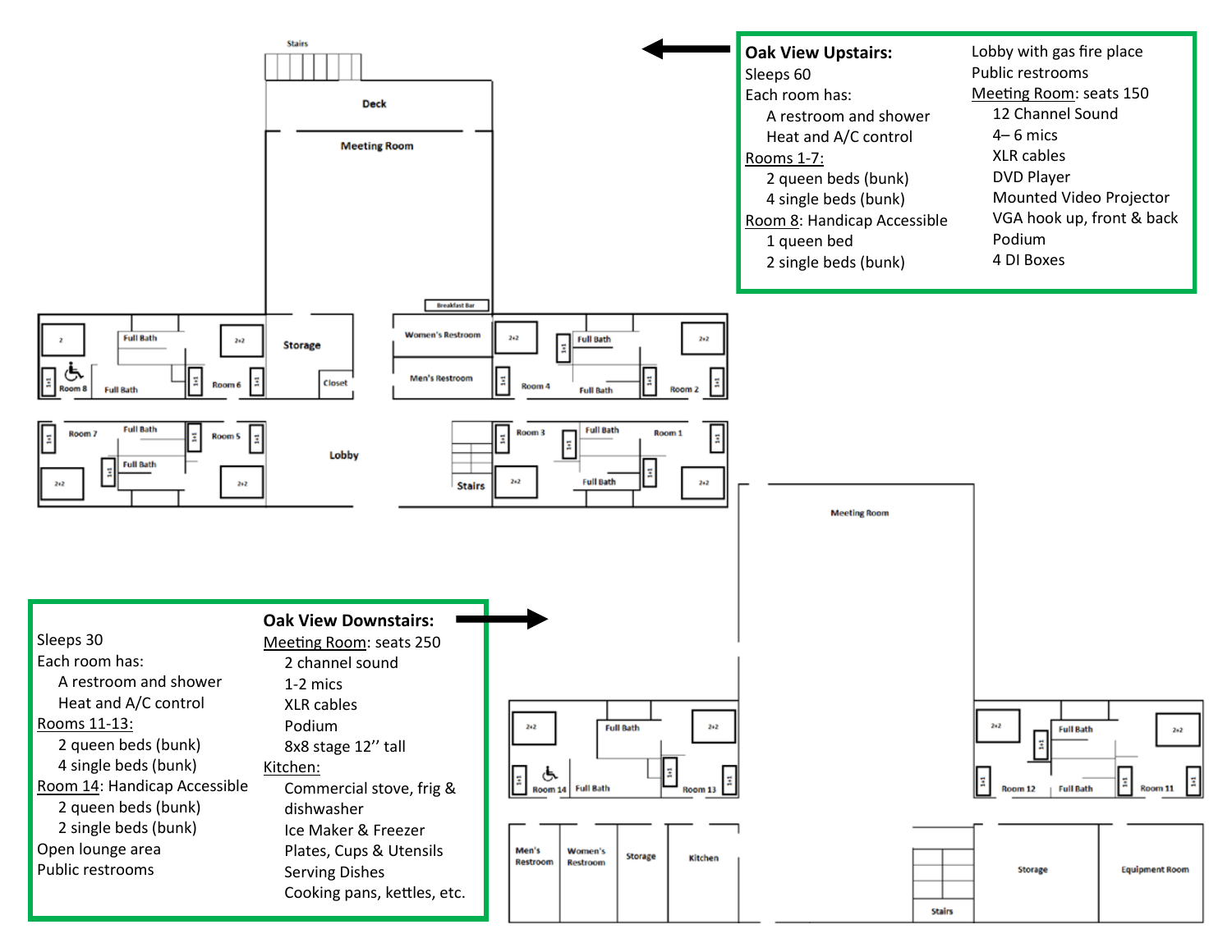## Oak View Upstairs:

Sleeps 60

Each room has:

- A restroom and shower
- Heat and A/C control

Rooms 1-7:

- 2 queen beds (bunk)
- 4 single beds (bunk)

Room 8: Handicap Accessible

- 1 queen bed
- 2 single beds (bunk)

Lobby with gas fire place

Public restrooms

Meeting Room: seats 150

- 12 Channel Sound
- 4– 6 mics
- XLR cables
- DVD Player
- Mounted Video Projector
- VGA hook up, front & back
- Podium
- 4 DI Boxes

## Oak View Downstairs:

Sleeps 30

Each room has:

- A restroom and shower
- Heat and A/C control

Rooms 11-13:

- 2 queen beds (bunk)
- 4 single beds (bunk)

Room 14: Handicap Accessible

- 2 queen beds (bunk)
- 2 single beds (bunk)

Open lounge area

Public restrooms

Meeting Room: seats 250

- 2 channel sound
- 1-2 mics
- XLR cables
- Podium
- 8x8 stage 12'' tall

Kitchen:

- Commercial stove, frig & dishwasher
- Ice Maker & Freezer
- Plates, Cups & Utensils
- Serving Dishes
- Cooking pans, kettles, etc.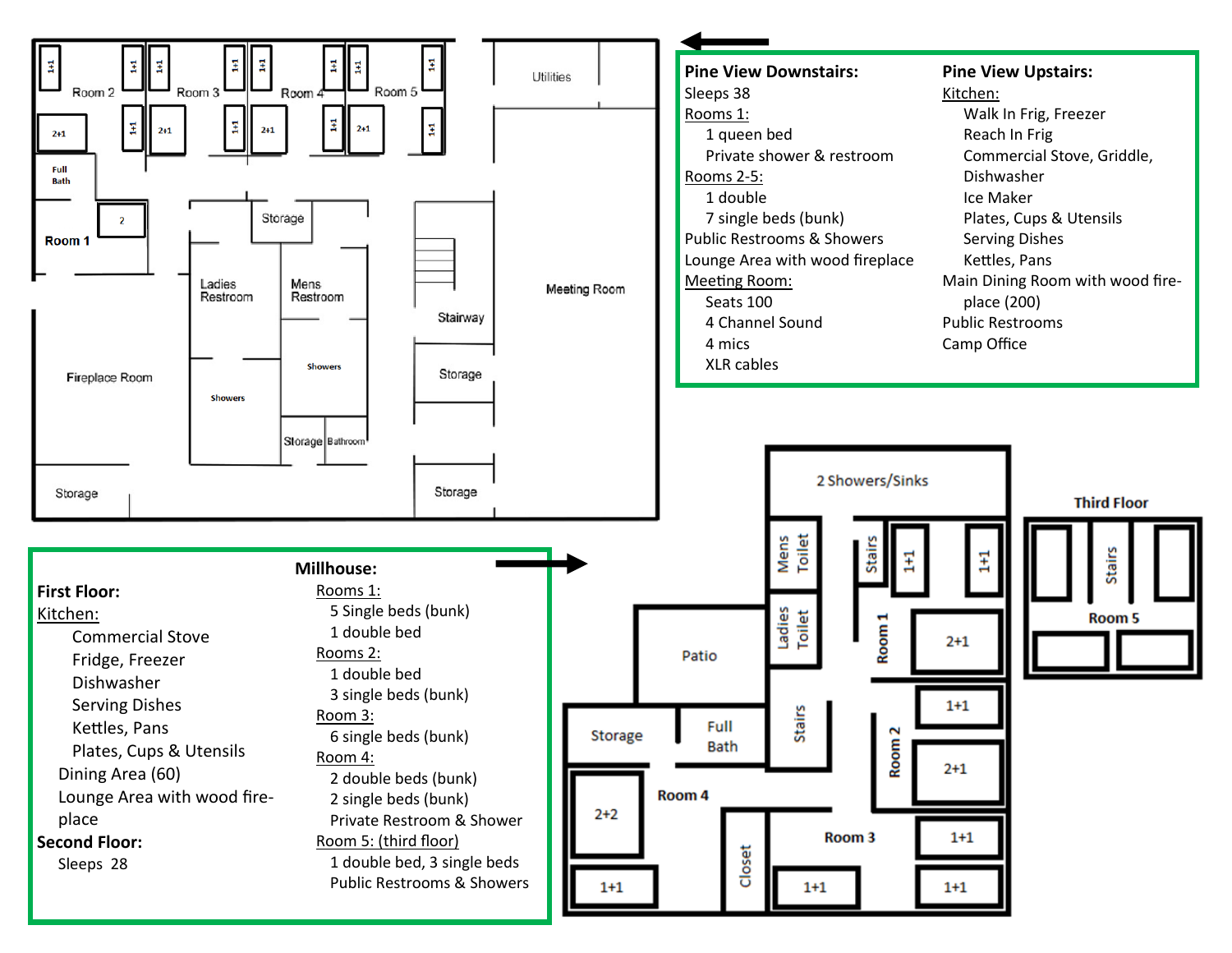**Pine View Downstairs:**

Sleeps 38

Rooms 1:

- 1 queen bed
- Private shower & restroom

Rooms 2-5:

- 1 double
- 7 single beds (bunk)

Public Restrooms & Showers

Lounge Area with wood fireplace

Meeting Room:

- Seats 100
- 4 Channel Sound
- 4 mics
- XLR cables

**Pine View Upstairs:**

Kitchen:

- Walk In Frig, Freezer
- Reach In Frig
- Commercial Stove, Griddle, Dishwasher
- Ice Maker
- Plates, Cups & Utensils
- Serving Dishes
- Kettles, Pans

Main Dining Room with wood fire-place (200)

Public Restrooms

Camp Office

**First Floor:**

Kitchen:

- Commercial Stove
- Fridge, Freezer
- Dishwasher
- Serving Dishes
- Kettles, Pans
- Plates, Cups & Utensils

Dining Area (60)

Lounge Area with wood fire-place

**Second Floor:**

Sleeps 28

**Millhouse:**

Rooms 1:

- 5 Single beds (bunk)
- 1 double bed

Rooms 2:

- 1 double bed
- 3 single beds (bunk)

Room 3:

- 6 single beds (bunk)

Room 4:

- 2 double beds (bunk)
- 2 single beds (bunk)
- Private Restroom & Shower

Room 5: (third floor)

- 1 double bed, 3 single beds

Public Restrooms & Showers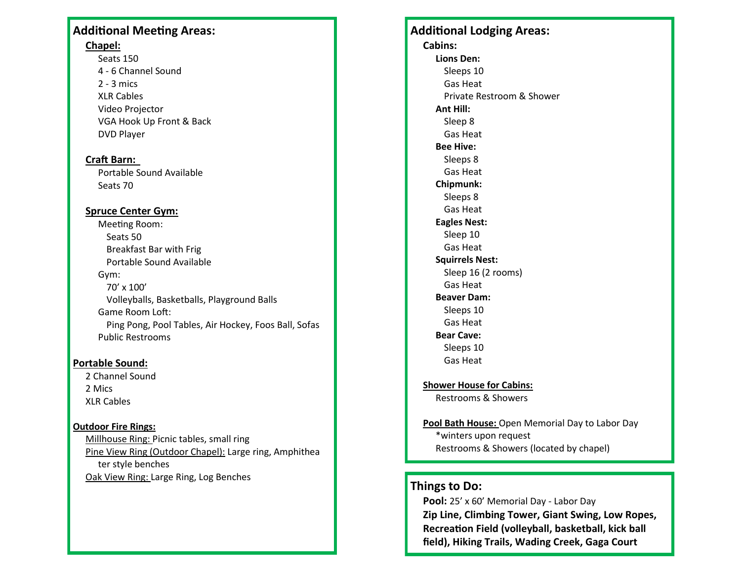## Additional Meeting Areas:

### Chapel:

Seats 150
4 - 6 Channel Sound
2 - 3 mics
XLR Cables
Video Projector
VGA Hook Up Front & Back
DVD Player

### Craft Barn:

Portable Sound Available
Seats 70

### Spruce Center Gym:

Meeting Room:
- Seats 50
- Breakfast Bar with Frig
- Portable Sound Available

Gym:
- 70’ x 100’
- Volleyballs, Basketballs, Playground Balls

Game Room Loft:
- Ping Pong, Pool Tables, Air Hockey, Foos Ball, Sofas

Public Restrooms

### Portable Sound:

2 Channel Sound
2 Mics
XLR Cables

### Outdoor Fire Rings:

Millhouse Ring: Picnic tables, small ring
Pine View Ring (Outdoor Chapel): Large ring, Amphitheater style benches
Oak View Ring: Large Ring, Log Benches

## Additional Lodging Areas:

### Cabins:

**Lions Den:**
Sleeps 10
Gas Heat
Private Restroom & Shower

**Ant Hill:**
Sleep 8
Gas Heat

**Bee Hive:**
Sleeps 8
Gas Heat

**Chipmunk:**
Sleeps 8
Gas Heat

**Eagles Nest:**
Sleep 10
Gas Heat

**Squirrels Nest:**
Sleep 16 (2 rooms)
Gas Heat

**Beaver Dam:**
Sleeps 10
Gas Heat

**Bear Cave:**
Sleeps 10
Gas Heat

### Shower House for Cabins:

Restrooms & Showers

**Pool Bath House:** Open Memorial Day to Labor Day
*winters upon request
Restrooms & Showers (located by chapel)

## Things to Do:

**Pool:** 25’ x 60’ Memorial Day - Labor Day
**Zip Line, Climbing Tower, Giant Swing, Low Ropes, Recreation Field (volleyball, basketball, kick ball field), Hiking Trails, Wading Creek, Gaga Court**